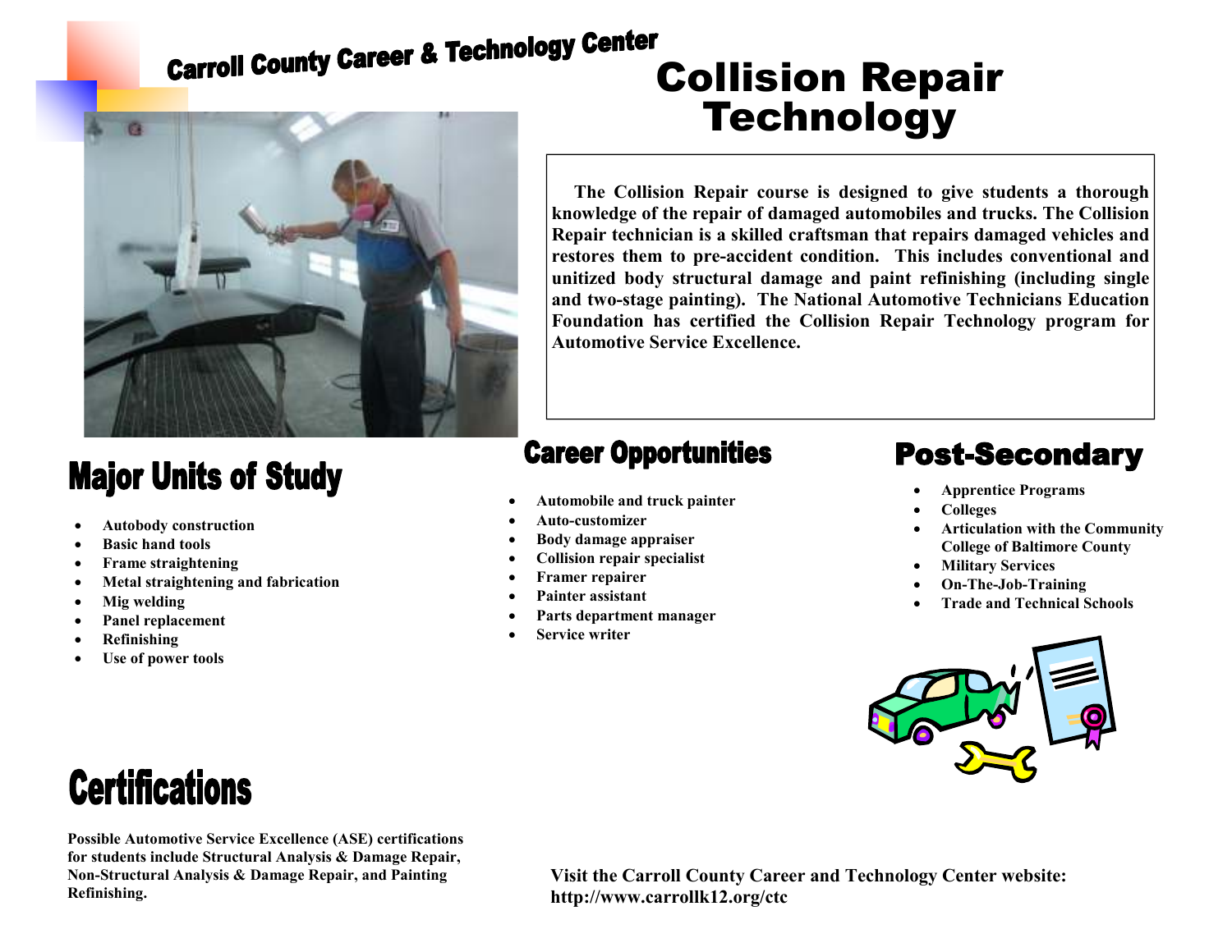# Carroll County Career & Technology Center

# Collision Repair Technology

**The Collision Repair course is designed to give students a thorough knowledge of the repair of damaged automobiles and trucks. The Collision Repair technician is a skilled craftsman that repairs damaged vehicles and restores them to pre-accident condition. This includes conventional and unitized body structural damage and paint refinishing (including single and two-stage painting). The National Automotive Technicians Education Foundation has certified the Collision Repair Technology program for Automotive Service Excellence.**

## Major Units of Study

- **Autobody construction**
- **Basic hand tools**
- **Frame straightening**
- **Metal straightening and fabrication**
- **Mig welding**
- **Panel replacement**
- **Refinishing**
- **Use of power tools**

## Career Opportunities

- **Automobile and truck painter**
- **Auto-customizer**
- **Body damage appraiser**
- **Collision repair specialist**
- **Framer repairer**
- **Painter assistant**
- **Parts department manager**
- **Service writer**

## Post-Secondary

- **Apprentice Programs**
- **Colleges**
- **Articulation with the Community College of Baltimore County**
- **Military Services**
- **On-The-Job-Training**
- **Trade and Technical Schools**

## Certifications

**Possible Automotive Service Excellence (ASE) certifications for students include Structural Analysis & Damage Repair, Non-Structural Analysis & Damage Repair, and Painting Refinishing.**

**Visit the Carroll County Career and Technology Center website: http://www.carrollk12.org/ctc**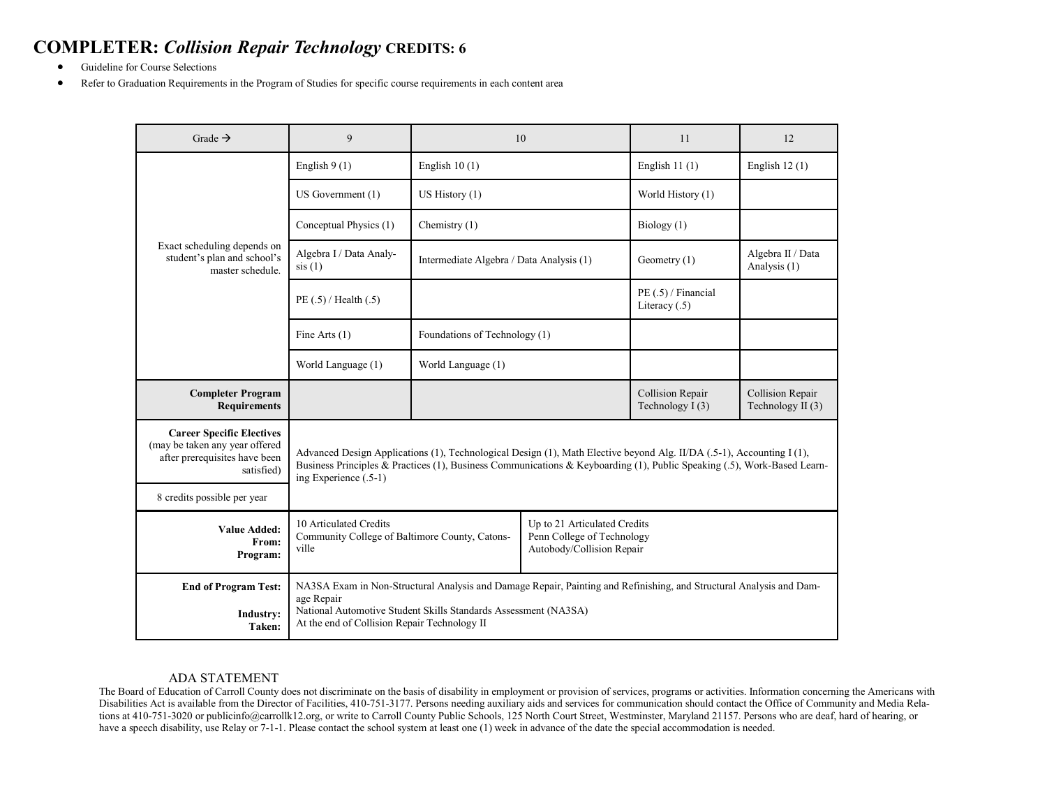# COMPLETER: *Collision Repair Technology* CREDITS: 6

- Guideline for Course Selections
- Refer to Graduation Requirements in the Program of Studies for specific course requirements in each content area

| Grade → | 9 | 10 | | 11 | 12 |
|---|---|---|---|---|---|
| Exact scheduling depends on student's plan and school's master schedule. | English 9 (1) | English 10 (1) | | English 11 (1) | English 12 (1) |
| | US Government (1) | US History (1) | | World History (1) | |
| | Conceptual Physics (1) | Chemistry (1) | | Biology (1) | |
| | Algebra I / Data Analysis (1) | Intermediate Algebra / Data Analysis (1) | | Geometry (1) | Algebra II / Data Analysis (1) |
| | PE (.5) / Health (.5) | | | PE (.5) / Financial Literacy (.5) | |
| | Fine Arts (1) | Foundations of Technology (1) | | | |
| | World Language (1) | World Language (1) | | | |
| **Completer Program Requirements** | | | | Collision Repair Technology I (3) | Collision Repair Technology II (3) |
| **Career Specific Electives** (may be taken any year offered after prerequisites have been satisfied)<br>8 credits possible per year | Advanced Design Applications (1), Technological Design (1), Math Elective beyond Alg. II/DA (.5-1), Accounting I (1), Business Principles & Practices (1), Business Communications & Keyboarding (1), Public Speaking (.5), Work-Based Learning Experience (.5-1) | | | | |
| **Value Added: From: Program:** | 10 Articulated Credits<br>Community College of Baltimore County, Catonsville | | Up to 21 Articulated Credits<br>Penn College of Technology<br>Autobody/Collision Repair | | |
| **End of Program Test: Industry: Taken:** | NA3SA Exam in Non-Structural Analysis and Damage Repair, Painting and Refinishing, and Structural Analysis and Damage Repair<br>National Automotive Student Skills Standards Assessment (NA3SA)<br>At the end of Collision Repair Technology II | | | | |

ADA STATEMENT

The Board of Education of Carroll County does not discriminate on the basis of disability in employment or provision of services, programs or activities. Information concerning the Americans with Disabilities Act is available from the Director of Facilities, 410-751-3177. Persons needing auxiliary aids and services for communication should contact the Office of Community and Media Relations at 410-751-3020 or publicinfo@carrollk12.org, or write to Carroll County Public Schools, 125 North Court Street, Westminster, Maryland 21157. Persons who are deaf, hard of hearing, or have a speech disability, use Relay or 7-1-1. Please contact the school system at least one (1) week in advance of the date the special accommodation is needed.